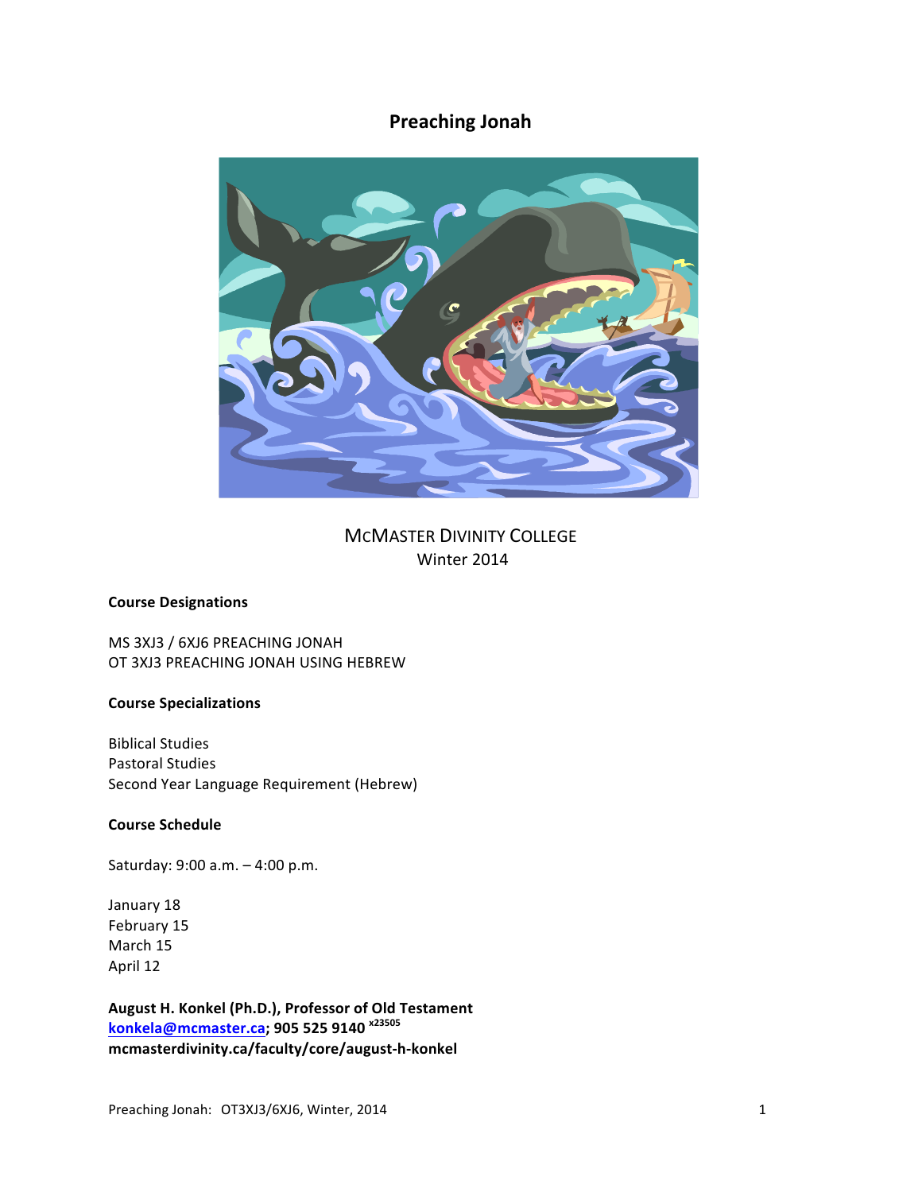# Preaching Jonah

MCMASTER DIVINITY COLLEGE
Winter 2014

**Course Designations**

MS 3XJ3 / 6XJ6 PREACHING JONAH
OT 3XJ3 PREACHING JONAH USING HEBREW

**Course Specializations**

Biblical Studies
Pastoral Studies
Second Year Language Requirement (Hebrew)

**Course Schedule**

Saturday: 9:00 a.m. – 4:00 p.m.

January 18
February 15
March 15
April 12

**August H. Konkel (Ph.D.), Professor of Old Testament**
**[konkela@mcmaster.ca](mailto:konkela@mcmaster.ca); 905 525 9140 x23505**
**mcmasterdivinity.ca/faculty/core/august-h-konkel**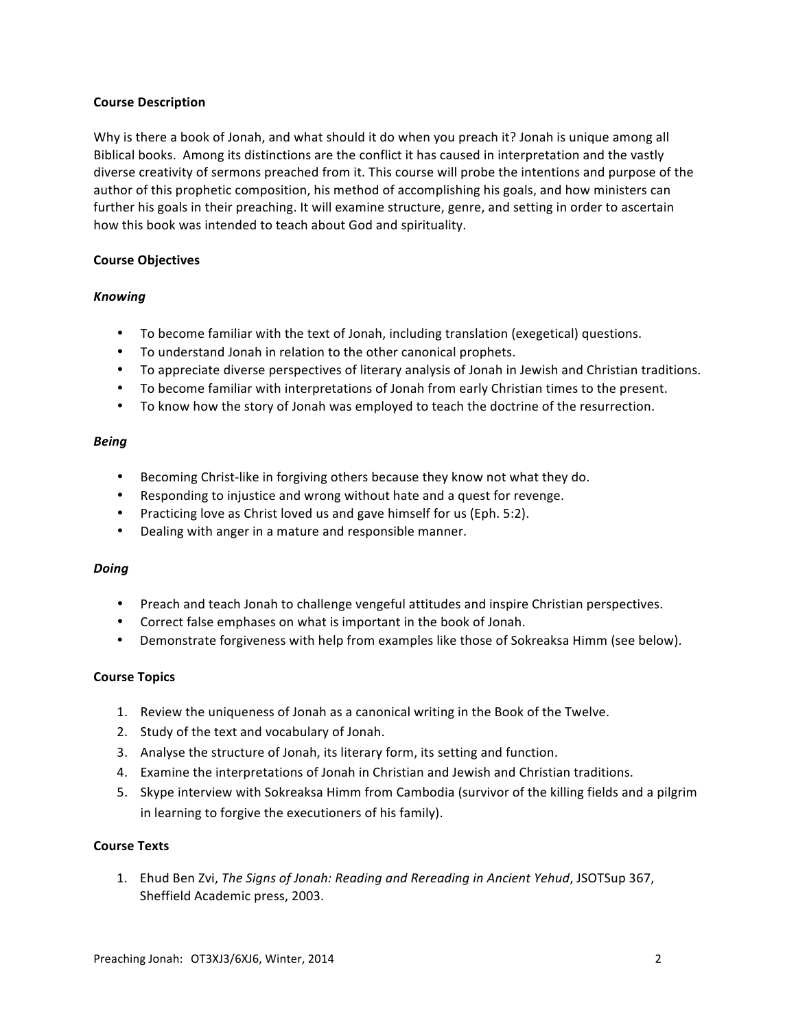**Course Description**

Why is there a book of Jonah, and what should it do when you preach it? Jonah is unique among all Biblical books. Among its distinctions are the conflict it has caused in interpretation and the vastly diverse creativity of sermons preached from it. This course will probe the intentions and purpose of the author of this prophetic composition, his method of accomplishing his goals, and how ministers can further his goals in their preaching. It will examine structure, genre, and setting in order to ascertain how this book was intended to teach about God and spirituality.

**Course Objectives**

***Knowing***

- To become familiar with the text of Jonah, including translation (exegetical) questions.
- To understand Jonah in relation to the other canonical prophets.
- To appreciate diverse perspectives of literary analysis of Jonah in Jewish and Christian traditions.
- To become familiar with interpretations of Jonah from early Christian times to the present.
- To know how the story of Jonah was employed to teach the doctrine of the resurrection.

***Being***

- Becoming Christ-like in forgiving others because they know not what they do.
- Responding to injustice and wrong without hate and a quest for revenge.
- Practicing love as Christ loved us and gave himself for us (Eph. 5:2).
- Dealing with anger in a mature and responsible manner.

***Doing***

- Preach and teach Jonah to challenge vengeful attitudes and inspire Christian perspectives.
- Correct false emphases on what is important in the book of Jonah.
- Demonstrate forgiveness with help from examples like those of Sokreaksa Himm (see below).

**Course Topics**

1. Review the uniqueness of Jonah as a canonical writing in the Book of the Twelve.
2. Study of the text and vocabulary of Jonah.
3. Analyse the structure of Jonah, its literary form, its setting and function.
4. Examine the interpretations of Jonah in Christian and Jewish and Christian traditions.
5. Skype interview with Sokreaksa Himm from Cambodia (survivor of the killing fields and a pilgrim in learning to forgive the executioners of his family).

**Course Texts**

1. Ehud Ben Zvi, *The Signs of Jonah: Reading and Rereading in Ancient Yehud*, JSOTSup 367, Sheffield Academic press, 2003.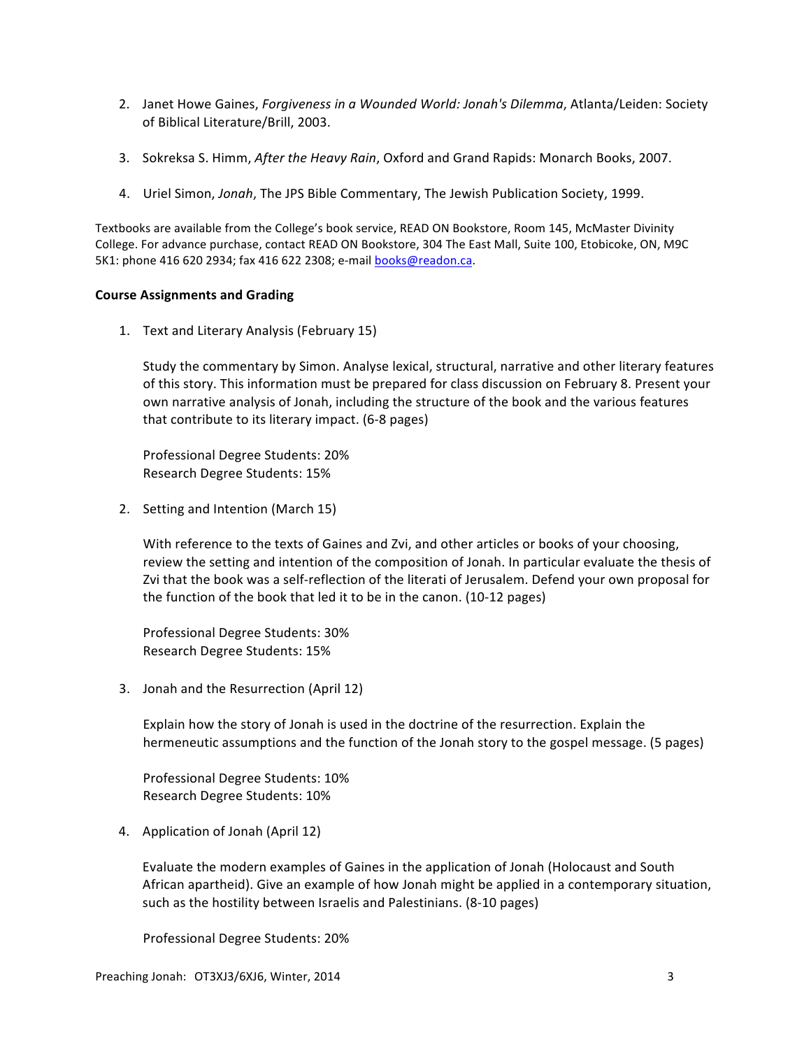2. Janet Howe Gaines, *Forgiveness in a Wounded World: Jonah's Dilemma*, Atlanta/Leiden: Society of Biblical Literature/Brill, 2003.

3. Sokreksa S. Himm, *After the Heavy Rain*, Oxford and Grand Rapids: Monarch Books, 2007.

4. Uriel Simon, *Jonah*, The JPS Bible Commentary, The Jewish Publication Society, 1999.

Textbooks are available from the College's book service, READ ON Bookstore, Room 145, McMaster Divinity College. For advance purchase, contact READ ON Bookstore, 304 The East Mall, Suite 100, Etobicoke, ON, M9C 5K1: phone 416 620 2934; fax 416 622 2308; e-mail books@readon.ca.

**Course Assignments and Grading**

1. Text and Literary Analysis (February 15)

   Study the commentary by Simon. Analyse lexical, structural, narrative and other literary features of this story. This information must be prepared for class discussion on February 8. Present your own narrative analysis of Jonah, including the structure of the book and the various features that contribute to its literary impact. (6-8 pages)

   Professional Degree Students: 20%
   Research Degree Students: 15%

2. Setting and Intention (March 15)

   With reference to the texts of Gaines and Zvi, and other articles or books of your choosing, review the setting and intention of the composition of Jonah. In particular evaluate the thesis of Zvi that the book was a self-reflection of the literati of Jerusalem. Defend your own proposal for the function of the book that led it to be in the canon. (10-12 pages)

   Professional Degree Students: 30%
   Research Degree Students: 15%

3. Jonah and the Resurrection (April 12)

   Explain how the story of Jonah is used in the doctrine of the resurrection. Explain the hermeneutic assumptions and the function of the Jonah story to the gospel message. (5 pages)

   Professional Degree Students: 10%
   Research Degree Students: 10%

4. Application of Jonah (April 12)

   Evaluate the modern examples of Gaines in the application of Jonah (Holocaust and South African apartheid). Give an example of how Jonah might be applied in a contemporary situation, such as the hostility between Israelis and Palestinians. (8-10 pages)

   Professional Degree Students: 20%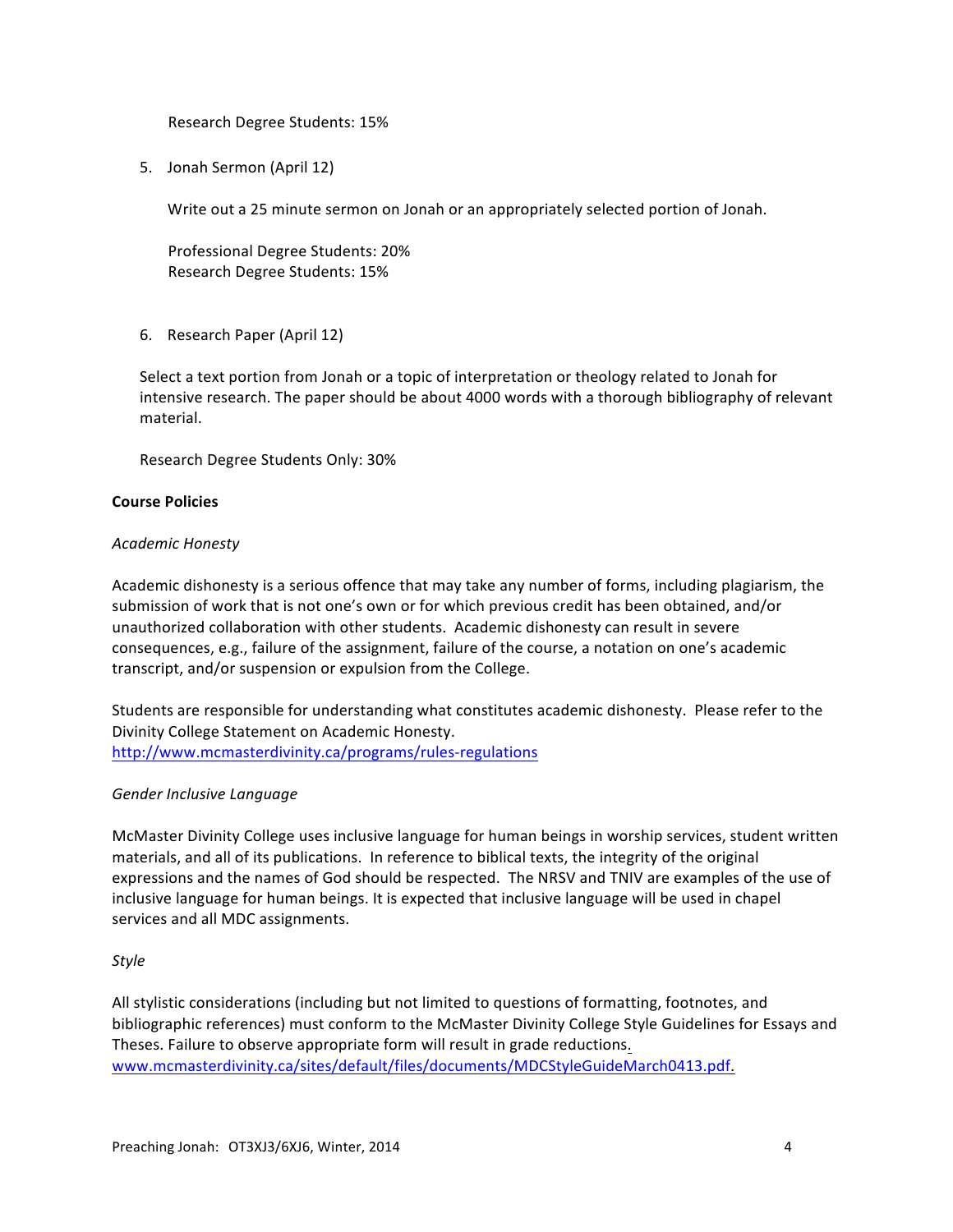Research Degree Students: 15%

5. Jonah Sermon (April 12)

   Write out a 25 minute sermon on Jonah or an appropriately selected portion of Jonah.

   Professional Degree Students: 20%
   Research Degree Students: 15%

6. Research Paper (April 12)

   Select a text portion from Jonah or a topic of interpretation or theology related to Jonah for intensive research. The paper should be about 4000 words with a thorough bibliography of relevant material.

   Research Degree Students Only: 30%

**Course Policies**

*Academic Honesty*

Academic dishonesty is a serious offence that may take any number of forms, including plagiarism, the submission of work that is not one's own or for which previous credit has been obtained, and/or unauthorized collaboration with other students. Academic dishonesty can result in severe consequences, e.g., failure of the assignment, failure of the course, a notation on one's academic transcript, and/or suspension or expulsion from the College.

Students are responsible for understanding what constitutes academic dishonesty. Please refer to the Divinity College Statement on Academic Honesty.
http://www.mcmasterdivinity.ca/programs/rules-regulations

*Gender Inclusive Language*

McMaster Divinity College uses inclusive language for human beings in worship services, student written materials, and all of its publications. In reference to biblical texts, the integrity of the original expressions and the names of God should be respected. The NRSV and TNIV are examples of the use of inclusive language for human beings. It is expected that inclusive language will be used in chapel services and all MDC assignments.

*Style*

All stylistic considerations (including but not limited to questions of formatting, footnotes, and bibliographic references) must conform to the McMaster Divinity College Style Guidelines for Essays and Theses. Failure to observe appropriate form will result in grade reductions.
www.mcmasterdivinity.ca/sites/default/files/documents/MDCStyleGuideMarch0413.pdf.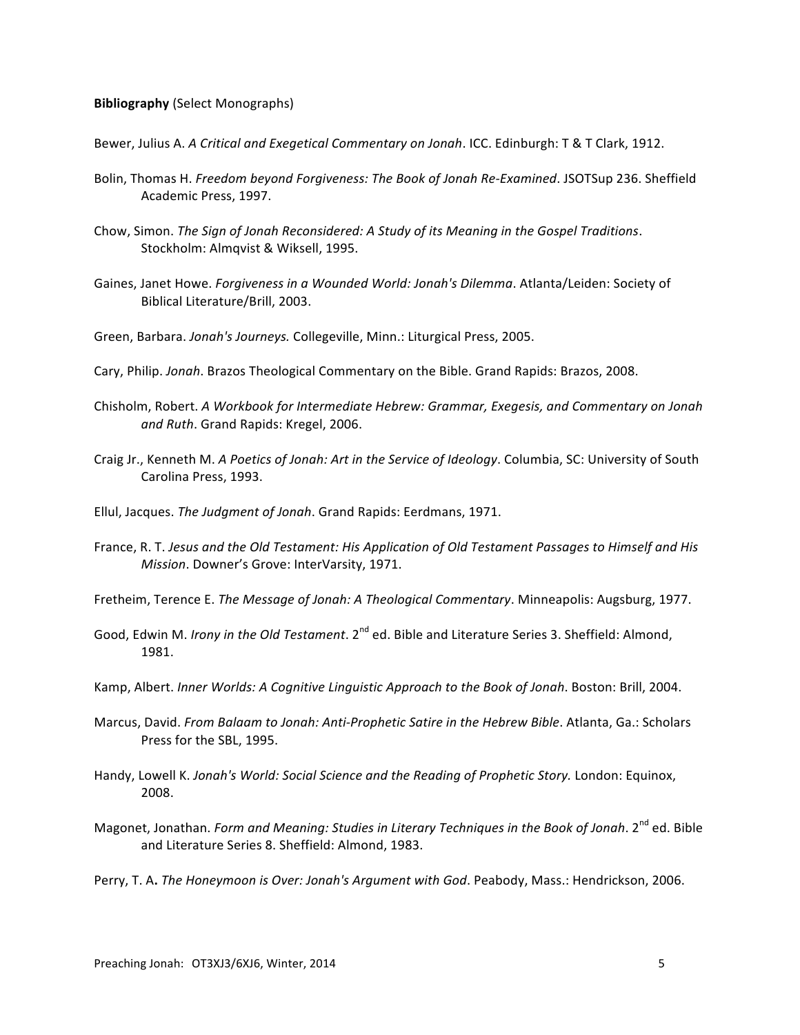**Bibliography** (Select Monographs)

Bewer, Julius A. *A Critical and Exegetical Commentary on Jonah*. ICC. Edinburgh: T & T Clark, 1912.

Bolin, Thomas H. *Freedom beyond Forgiveness: The Book of Jonah Re-Examined*. JSOTSup 236. Sheffield Academic Press, 1997.

Chow, Simon. *The Sign of Jonah Reconsidered: A Study of its Meaning in the Gospel Traditions*. Stockholm: Almqvist & Wiksell, 1995.

Gaines, Janet Howe. *Forgiveness in a Wounded World: Jonah's Dilemma*. Atlanta/Leiden: Society of Biblical Literature/Brill, 2003.

Green, Barbara. *Jonah's Journeys.* Collegeville, Minn.: Liturgical Press, 2005.

Cary, Philip. *Jonah*. Brazos Theological Commentary on the Bible. Grand Rapids: Brazos, 2008.

Chisholm, Robert. *A Workbook for Intermediate Hebrew: Grammar, Exegesis, and Commentary on Jonah and Ruth*. Grand Rapids: Kregel, 2006.

Craig Jr., Kenneth M. *A Poetics of Jonah: Art in the Service of Ideology*. Columbia, SC: University of South Carolina Press, 1993.

Ellul, Jacques. *The Judgment of Jonah*. Grand Rapids: Eerdmans, 1971.

France, R. T. *Jesus and the Old Testament: His Application of Old Testament Passages to Himself and His Mission*. Downer's Grove: InterVarsity, 1971.

Fretheim, Terence E. *The Message of Jonah: A Theological Commentary*. Minneapolis: Augsburg, 1977.

Good, Edwin M. *Irony in the Old Testament*. 2nd ed. Bible and Literature Series 3. Sheffield: Almond, 1981.

Kamp, Albert. *Inner Worlds: A Cognitive Linguistic Approach to the Book of Jonah*. Boston: Brill, 2004.

Marcus, David. *From Balaam to Jonah: Anti-Prophetic Satire in the Hebrew Bible*. Atlanta, Ga.: Scholars Press for the SBL, 1995.

Handy, Lowell K. *Jonah's World: Social Science and the Reading of Prophetic Story.* London: Equinox, 2008.

Magonet, Jonathan. *Form and Meaning: Studies in Literary Techniques in the Book of Jonah*. 2nd ed. Bible and Literature Series 8. Sheffield: Almond, 1983.

Perry, T. A**.** *The Honeymoon is Over: Jonah's Argument with God*. Peabody, Mass.: Hendrickson, 2006.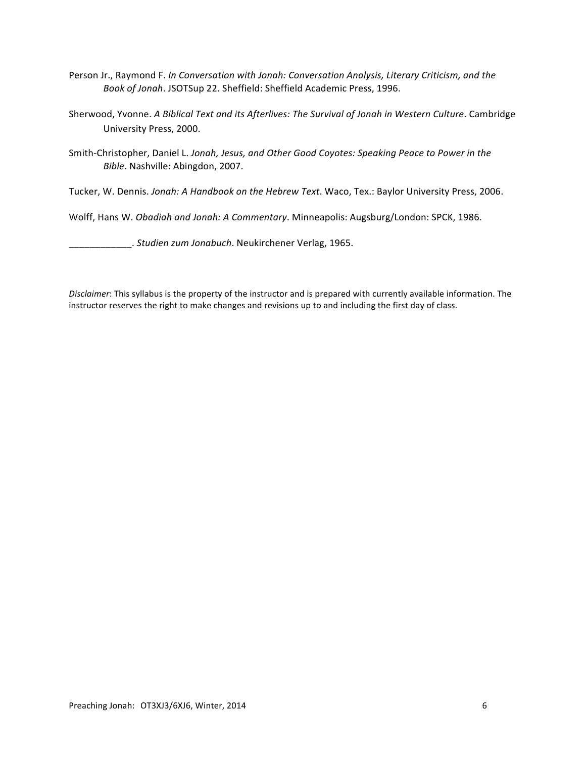Person Jr., Raymond F. *In Conversation with Jonah: Conversation Analysis, Literary Criticism, and the Book of Jonah*. JSOTSup 22. Sheffield: Sheffield Academic Press, 1996.

Sherwood, Yvonne. *A Biblical Text and its Afterlives: The Survival of Jonah in Western Culture*. Cambridge University Press, 2000.

Smith-Christopher, Daniel L. *Jonah, Jesus, and Other Good Coyotes: Speaking Peace to Power in the Bible*. Nashville: Abingdon, 2007.

Tucker, W. Dennis. *Jonah: A Handbook on the Hebrew Text*. Waco, Tex.: Baylor University Press, 2006.

Wolff, Hans W. *Obadiah and Jonah: A Commentary*. Minneapolis: Augsburg/London: SPCK, 1986.

____________. *Studien zum Jonabuch*. Neukirchener Verlag, 1965.

*Disclaimer*: This syllabus is the property of the instructor and is prepared with currently available information. The instructor reserves the right to make changes and revisions up to and including the first day of class.